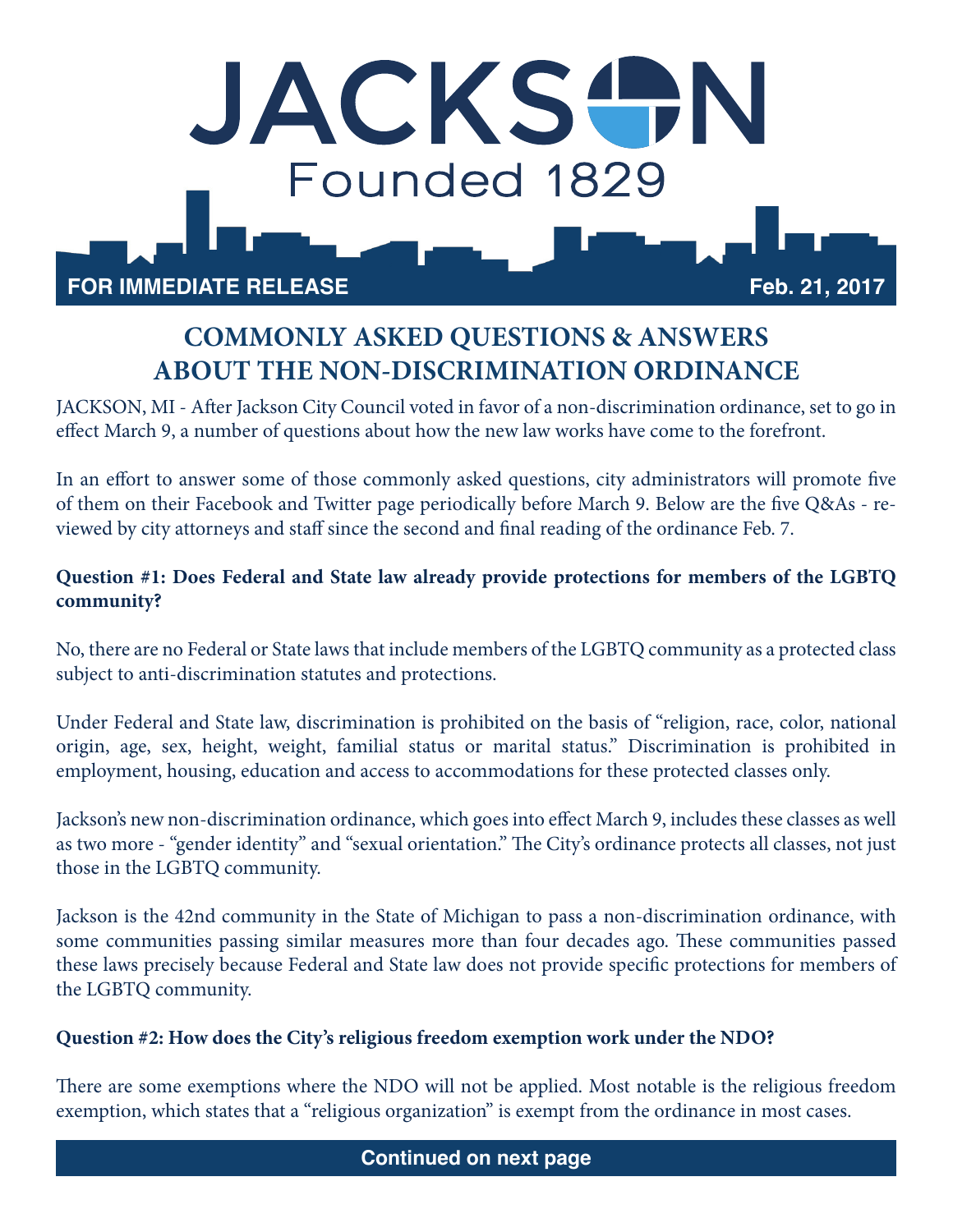# JACKSON

Founded 1829

**FOR IMMEDIATE RELEASE** **Feb. 21, 2017**

## COMMONLY ASKED QUESTIONS & ANSWERS ABOUT THE NON-DISCRIMINATION ORDINANCE

JACKSON, MI - After Jackson City Council voted in favor of a non-discrimination ordinance, set to go in effect March 9, a number of questions about how the new law works have come to the forefront.

In an effort to answer some of those commonly asked questions, city administrators will promote five of them on their Facebook and Twitter page periodically before March 9. Below are the five Q&As - reviewed by city attorneys and staff since the second and final reading of the ordinance Feb. 7.

**Question #1: Does Federal and State law already provide protections for members of the LGBTQ community?**

No, there are no Federal or State laws that include members of the LGBTQ community as a protected class subject to anti-discrimination statutes and protections.

Under Federal and State law, discrimination is prohibited on the basis of "religion, race, color, national origin, age, sex, height, weight, familial status or marital status." Discrimination is prohibited in employment, housing, education and access to accommodations for these protected classes only.

Jackson's new non-discrimination ordinance, which goes into effect March 9, includes these classes as well as two more - "gender identity" and "sexual orientation." The City's ordinance protects all classes, not just those in the LGBTQ community.

Jackson is the 42nd community in the State of Michigan to pass a non-discrimination ordinance, with some communities passing similar measures more than four decades ago. These communities passed these laws precisely because Federal and State law does not provide specific protections for members of the LGBTQ community.

**Question #2: How does the City's religious freedom exemption work under the NDO?**

There are some exemptions where the NDO will not be applied. Most notable is the religious freedom exemption, which states that a "religious organization" is exempt from the ordinance in most cases.

**Continued on next page**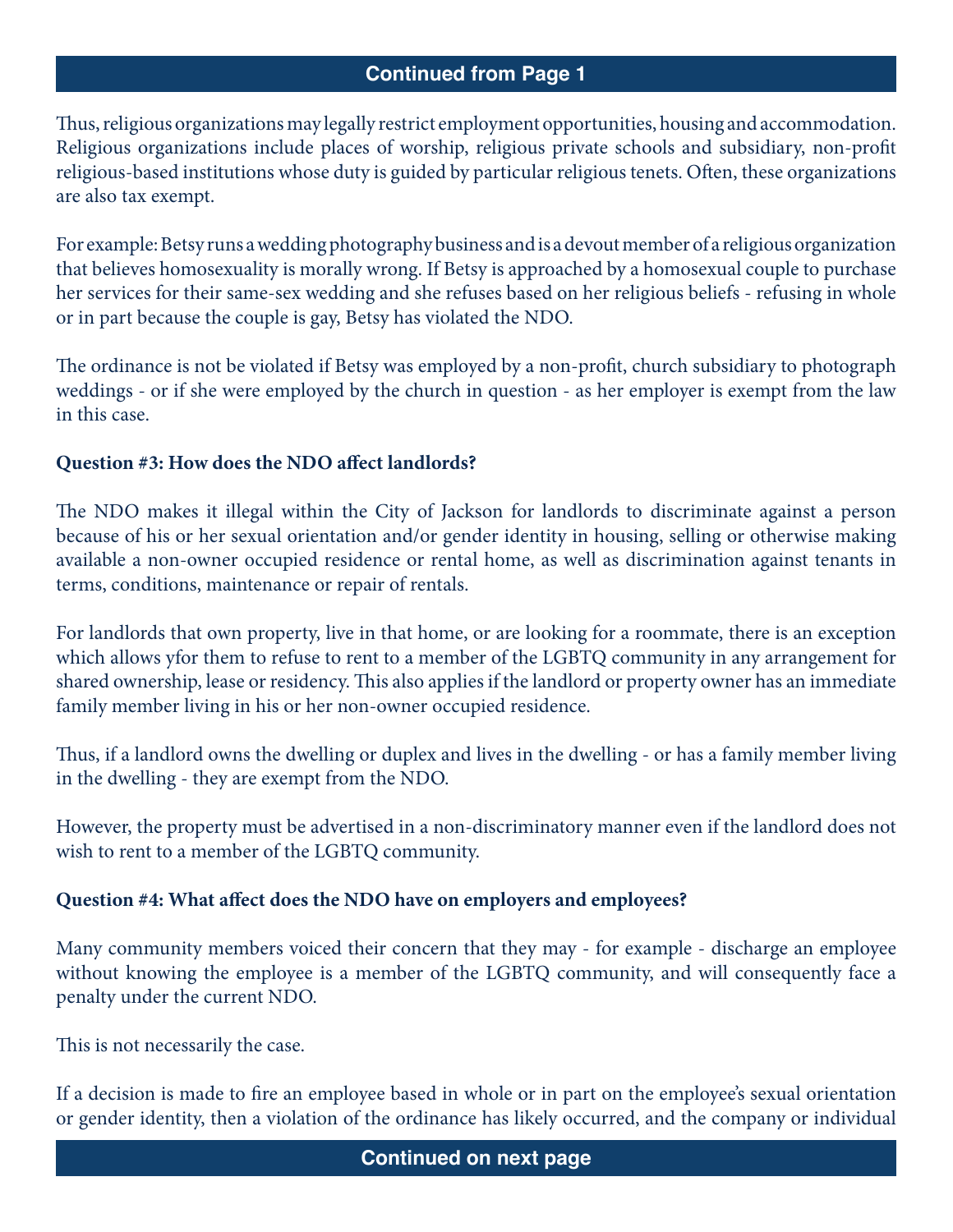**Continued from Page 1**

Thus, religious organizations may legally restrict employment opportunities, housing and accommodation. Religious organizations include places of worship, religious private schools and subsidiary, non-profit religious-based institutions whose duty is guided by particular religious tenets. Often, these organizations are also tax exempt.

For example: Betsy runs a wedding photography business and is a devout member of a religious organization that believes homosexuality is morally wrong. If Betsy is approached by a homosexual couple to purchase her services for their same-sex wedding and she refuses based on her religious beliefs - refusing in whole or in part because the couple is gay, Betsy has violated the NDO.

The ordinance is not be violated if Betsy was employed by a non-profit, church subsidiary to photograph weddings - or if she were employed by the church in question - as her employer is exempt from the law in this case.

**Question #3: How does the NDO affect landlords?**

The NDO makes it illegal within the City of Jackson for landlords to discriminate against a person because of his or her sexual orientation and/or gender identity in housing, selling or otherwise making available a non-owner occupied residence or rental home, as well as discrimination against tenants in terms, conditions, maintenance or repair of rentals.

For landlords that own property, live in that home, or are looking for a roommate, there is an exception which allows yfor them to refuse to rent to a member of the LGBTQ community in any arrangement for shared ownership, lease or residency. This also applies if the landlord or property owner has an immediate family member living in his or her non-owner occupied residence.

Thus, if a landlord owns the dwelling or duplex and lives in the dwelling - or has a family member living in the dwelling - they are exempt from the NDO.

However, the property must be advertised in a non-discriminatory manner even if the landlord does not wish to rent to a member of the LGBTQ community.

**Question #4: What affect does the NDO have on employers and employees?**

Many community members voiced their concern that they may - for example - discharge an employee without knowing the employee is a member of the LGBTQ community, and will consequently face a penalty under the current NDO.

This is not necessarily the case.

If a decision is made to fire an employee based in whole or in part on the employee's sexual orientation or gender identity, then a violation of the ordinance has likely occurred, and the company or individual

**Continued on next page**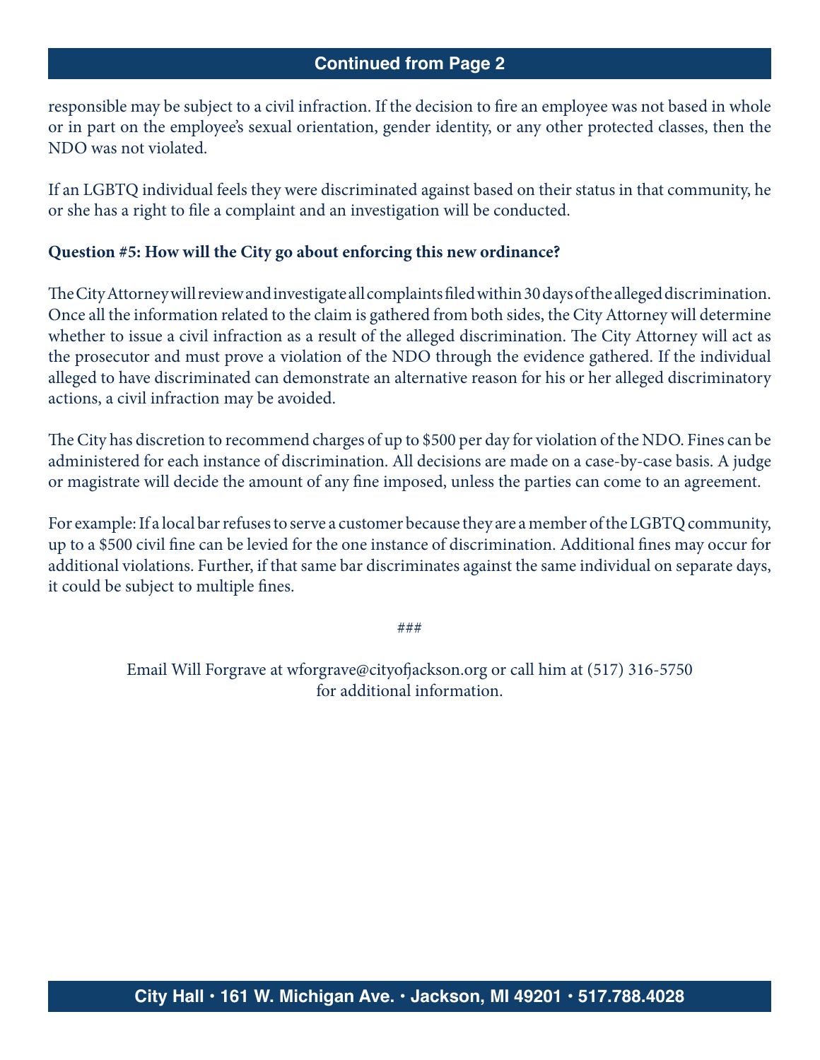**Continued from Page 2**

responsible may be subject to a civil infraction. If the decision to fire an employee was not based in whole or in part on the employee's sexual orientation, gender identity, or any other protected classes, then the NDO was not violated.

If an LGBTQ individual feels they were discriminated against based on their status in that community, he or she has a right to file a complaint and an investigation will be conducted.

**Question #5: How will the City go about enforcing this new ordinance?**

The City Attorney will review and investigate all complaints filed within 30 days of the alleged discrimination. Once all the information related to the claim is gathered from both sides, the City Attorney will determine whether to issue a civil infraction as a result of the alleged discrimination. The City Attorney will act as the prosecutor and must prove a violation of the NDO through the evidence gathered. If the individual alleged to have discriminated can demonstrate an alternative reason for his or her alleged discriminatory actions, a civil infraction may be avoided.

The City has discretion to recommend charges of up to $500 per day for violation of the NDO. Fines can be administered for each instance of discrimination. All decisions are made on a case-by-case basis. A judge or magistrate will decide the amount of any fine imposed, unless the parties can come to an agreement.

For example: If a local bar refuses to serve a customer because they are a member of the LGBTQ community, up to a $500 civil fine can be levied for the one instance of discrimination. Additional fines may occur for additional violations. Further, if that same bar discriminates against the same individual on separate days, it could be subject to multiple fines.

###

Email Will Forgrave at wforgrave@cityofjackson.org or call him at (517) 316-5750 for additional information.

**City Hall • 161 W. Michigan Ave. • Jackson, MI 49201 • 517.788.4028**